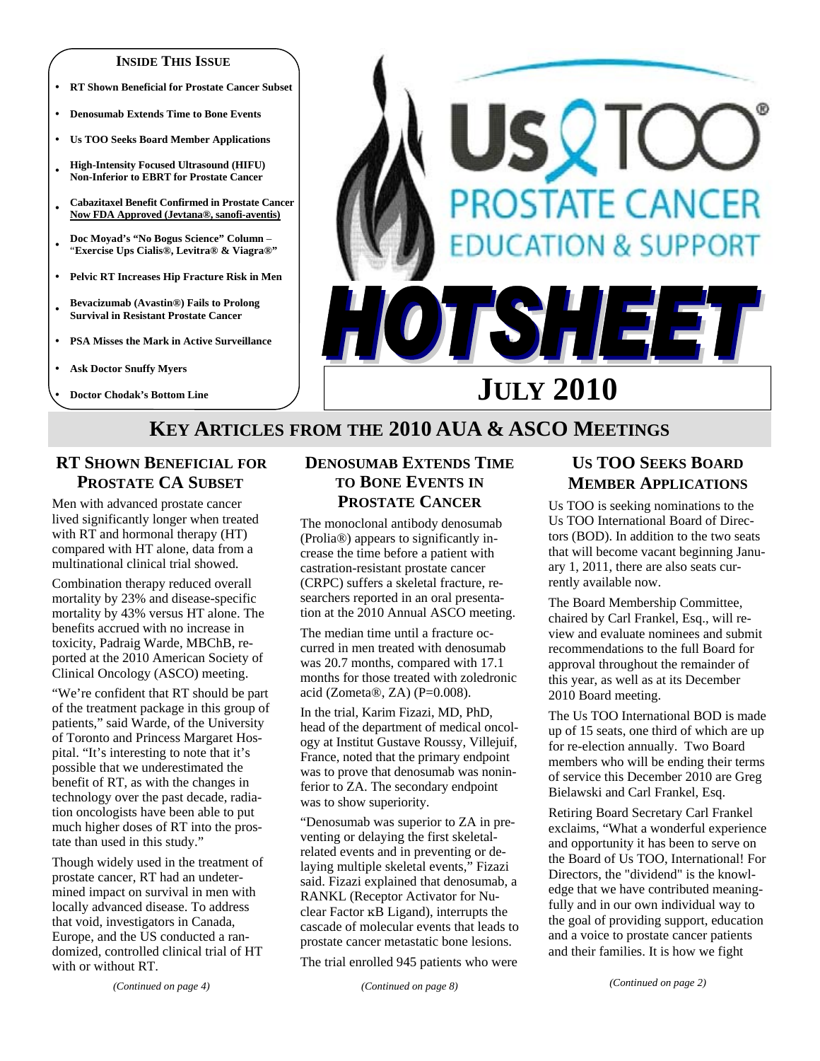**INSIDE THIS ISSUE**

- RT Shown Beneficial for Prostate Cancer Subset
- Denosumab Extends Time to Bone Events
- Us TOO Seeks Board Member Applications
- High-Intensity Focused Ultrasound (HIFU) Non-Inferior to EBRT for Prostate Cancer
- Cabazitaxel Benefit Confirmed in Prostate Cancer Now FDA Approved (Jevtana®, sanofi-aventis)
- Doc Moyad's "No Bogus Science" Column – "Exercise Ups Cialis®, Levitra® & Viagra®"
- Pelvic RT Increases Hip Fracture Risk in Men
- Bevacizumab (Avastin®) Fails to Prolong Survival in Resistant Prostate Cancer
- PSA Misses the Mark in Active Surveillance
- Ask Doctor Snuffy Myers
- Doctor Chodak's Bottom Line

# Us TOO® PROSTATE CANCER EDUCATION & SUPPORT HOTSHEET

## JULY 2010

## KEY ARTICLES FROM THE 2010 AUA & ASCO MEETINGS

### RT SHOWN BENEFICIAL FOR PROSTATE CA SUBSET

Men with advanced prostate cancer lived significantly longer when treated with RT and hormonal therapy (HT) compared with HT alone, data from a multinational clinical trial showed.

Combination therapy reduced overall mortality by 23% and disease-specific mortality by 43% versus HT alone. The benefits accrued with no increase in toxicity, Padraig Warde, MBChB, reported at the 2010 American Society of Clinical Oncology (ASCO) meeting.

"We're confident that RT should be part of the treatment package in this group of patients," said Warde, of the University of Toronto and Princess Margaret Hospital. "It's interesting to note that it's possible that we underestimated the benefit of RT, as with the changes in technology over the past decade, radiation oncologists have been able to put much higher doses of RT into the prostate than used in this study."

Though widely used in the treatment of prostate cancer, RT had an undetermined impact on survival in men with locally advanced disease. To address that void, investigators in Canada, Europe, and the US conducted a randomized, controlled clinical trial of HT with or without RT.

*(Continued on page 4)*

### DENOSUMAB EXTENDS TIME TO BONE EVENTS IN PROSTATE CANCER

The monoclonal antibody denosumab (Prolia®) appears to significantly increase the time before a patient with castration-resistant prostate cancer (CRPC) suffers a skeletal fracture, researchers reported in an oral presentation at the 2010 Annual ASCO meeting.

The median time until a fracture occurred in men treated with denosumab was 20.7 months, compared with 17.1 months for those treated with zoledronic acid (Zometa®, ZA) (P=0.008).

In the trial, Karim Fizazi, MD, PhD, head of the department of medical oncology at Institut Gustave Roussy, Villejuif, France, noted that the primary endpoint was to prove that denosumab was noninferior to ZA. The secondary endpoint was to show superiority.

"Denosumab was superior to ZA in preventing or delaying the first skeletal-related events and in preventing or delaying multiple skeletal events," Fizazi said. Fizazi explained that denosumab, a RANKL (Receptor Activator for Nuclear Factor κB Ligand), interrupts the cascade of molecular events that leads to prostate cancer metastatic bone lesions.

The trial enrolled 945 patients who were

*(Continued on page 8)*

### US TOO SEEKS BOARD MEMBER APPLICATIONS

Us TOO is seeking nominations to the Us TOO International Board of Directors (BOD). In addition to the two seats that will become vacant beginning January 1, 2011, there are also seats currently available now.

The Board Membership Committee, chaired by Carl Frankel, Esq., will review and evaluate nominees and submit recommendations to the full Board for approval throughout the remainder of this year, as well as at its December 2010 Board meeting.

The Us TOO International BOD is made up of 15 seats, one third of which are up for re-election annually. Two Board members who will be ending their terms of service this December 2010 are Greg Bielawski and Carl Frankel, Esq.

Retiring Board Secretary Carl Frankel exclaims, "What a wonderful experience and opportunity it has been to serve on the Board of Us TOO, International! For Directors, the "dividend" is the knowledge that we have contributed meaningfully and in our own individual way to the goal of providing support, education and a voice to prostate cancer patients and their families. It is how we fight

*(Continued on page 2)*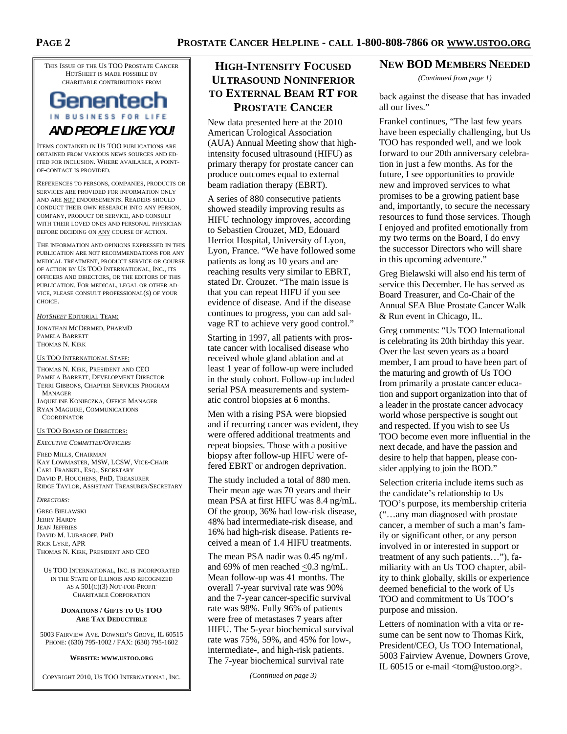THIS ISSUE OF THE US TOO PROSTATE CANCER HOTSHEET IS MADE POSSIBLE BY CHARITABLE CONTRIBUTIONS FROM

**Genentech**
IN BUSINESS FOR LIFE
***AND PEOPLE LIKE YOU!***

ITEMS CONTAINED IN US TOO PUBLICATIONS ARE OBTAINED FROM VARIOUS NEWS SOURCES AND EDITED FOR INCLUSION. WHERE AVAILABLE, A POINT-OF-CONTACT IS PROVIDED.

REFERENCES TO PERSONS, COMPANIES, PRODUCTS OR SERVICES ARE PROVIDED FOR INFORMATION ONLY AND ARE NOT ENDORSEMENTS. READERS SHOULD CONDUCT THEIR OWN RESEARCH INTO ANY PERSON, COMPANY, PRODUCT OR SERVICE, AND CONSULT WITH THEIR LOVED ONES AND PERSONAL PHYSICIAN BEFORE DECIDING ON ANY COURSE OF ACTION.

THE INFORMATION AND OPINIONS EXPRESSED IN THIS PUBLICATION ARE NOT RECOMMENDATIONS FOR ANY MEDICAL TREATMENT, PRODUCT SERVICE OR COURSE OF ACTION BY US TOO INTERNATIONAL, INC., ITS OFFICERS AND DIRECTORS, OR THE EDITORS OF THIS PUBLICATION. FOR MEDICAL, LEGAL OR OTHER ADVICE, PLEASE CONSULT PROFESSIONAL(S) OF YOUR CHOICE.

*HOTSHEET* EDITORIAL TEAM:

JONATHAN MCDERMED, PHARMD
PAMELA BARRETT
THOMAS N. KIRK

US TOO INTERNATIONAL STAFF:

THOMAS N. KIRK, PRESIDENT AND CEO
PAMELA BARRETT, DEVELOPMENT DIRECTOR
TERRI GIBBONS, CHAPTER SERVICES PROGRAM MANAGER
JAQUELINE KONIECZKA, OFFICE MANAGER
RYAN MAGUIRE, COMMUNICATIONS COORDINATOR

US TOO BOARD OF DIRECTORS:

*EXECUTIVE COMMITTEE/OFFICERS*

FRED MILLS, CHAIRMAN
KAY LOWMASTER, MSW, LCSW, VICE-CHAIR
CARL FRANKEL, ESQ., SECRETARY
DAVID P. HOUCHENS, PHD, TREASURER
RIDGE TAYLOR, ASSISTANT TREASURER/SECRETARY

*DIRECTORS:*

GREG BIELAWSKI
JERRY HARDY
JEAN JEFFRIES
DAVID M. LUBAROFF, PHD
RICK LYKE, APR
THOMAS N. KIRK, PRESIDENT AND CEO

US TOO INTERNATIONAL, INC. IS INCORPORATED IN THE STATE OF ILLINOIS AND RECOGNIZED AS A 501(C)(3) NOT-FOR-PROFIT CHARITABLE CORPORATION

**DONATIONS / GIFTS TO US TOO ARE TAX DEDUCTIBLE**

5003 FAIRVIEW AVE. DOWNER'S GROVE, IL 60515
PHONE: (630) 795-1002 / FAX: (630) 795-1602

**WEBSITE: WWW.USTOO.ORG**

COPYRIGHT 2010, US TOO INTERNATIONAL, INC.

## HIGH-INTENSITY FOCUSED ULTRASOUND NONINFERIOR TO EXTERNAL BEAM RT FOR PROSTATE CANCER

New data presented here at the 2010 American Urological Association (AUA) Annual Meeting show that high-intensity focused ultrasound (HIFU) as primary therapy for prostate cancer can produce outcomes equal to external beam radiation therapy (EBRT).

A series of 880 consecutive patients showed steadily improving results as HIFU technology improves, according to Sebastien Crouzet, MD, Edouard Herriot Hospital, University of Lyon, Lyon, France. "We have followed some patients as long as 10 years and are reaching results very similar to EBRT, stated Dr. Crouzet. "The main issue is that you can repeat HIFU if you see evidence of disease. And if the disease continues to progress, you can add salvage RT to achieve very good control."

Starting in 1997, all patients with prostate cancer with localised disease who received whole gland ablation and at least 1 year of follow-up were included in the study cohort. Follow-up included serial PSA measurements and systematic control biopsies at 6 months.

Men with a rising PSA were biopsied and if recurring cancer was evident, they were offered additional treatments and repeat biopsies. Those with a positive biopsy after follow-up HIFU were offered EBRT or androgen deprivation.

The study included a total of 880 men. Their mean age was 70 years and their mean PSA at first HIFU was 8.4 ng/mL. Of the group, 36% had low-risk disease, 48% had intermediate-risk disease, and 16% had high-risk disease. Patients received a mean of 1.4 HIFU treatments.

The mean PSA nadir was 0.45 ng/mL and 69% of men reached $\leq$0.3 ng/mL. Mean follow-up was 41 months. The overall 7-year survival rate was 90% and the 7-year cancer-specific survival rate was 98%. Fully 96% of patients were free of metastases 7 years after HIFU. The 5-year biochemical survival rate was 75%, 59%, and 45% for low-, intermediate-, and high-risk patients. The 7-year biochemical survival rate

*(Continued on page 3)*

## NEW BOD MEMBERS NEEDED

*(Continued from page 1)*

back against the disease that has invaded all our lives."

Frankel continues, "The last few years have been especially challenging, but Us TOO has responded well, and we look forward to our 20th anniversary celebration in just a few months. As for the future, I see opportunities to provide new and improved services to what promises to be a growing patient base and, importantly, to secure the necessary resources to fund those services. Though I enjoyed and profited emotionally from my two terms on the Board, I do envy the successor Directors who will share in this upcoming adventure."

Greg Bielawski will also end his term of service this December. He has served as Board Treasurer, and Co-Chair of the Annual SEA Blue Prostate Cancer Walk & Run event in Chicago, IL.

Greg comments: "Us TOO International is celebrating its 20th birthday this year. Over the last seven years as a board member, I am proud to have been part of the maturing and growth of Us TOO from primarily a prostate cancer education and support organization into that of a leader in the prostate cancer advocacy world whose perspective is sought out and respected. If you wish to see Us TOO become even more influential in the next decade, and have the passion and desire to help that happen, please consider applying to join the BOD."

Selection criteria include items such as the candidate's relationship to Us TOO's purpose, its membership criteria ("…any man diagnosed with prostate cancer, a member of such a man's family or significant other, or any person involved in or interested in support or treatment of any such patients…"), familiarity with an Us TOO chapter, ability to think globally, skills or experience deemed beneficial to the work of Us TOO and commitment to Us TOO's purpose and mission.

Letters of nomination with a vita or resume can be sent now to Thomas Kirk, President/CEO, Us TOO International, 5003 Fairview Avenue, Downers Grove, IL 60515 or e-mail <tom@ustoo.org>.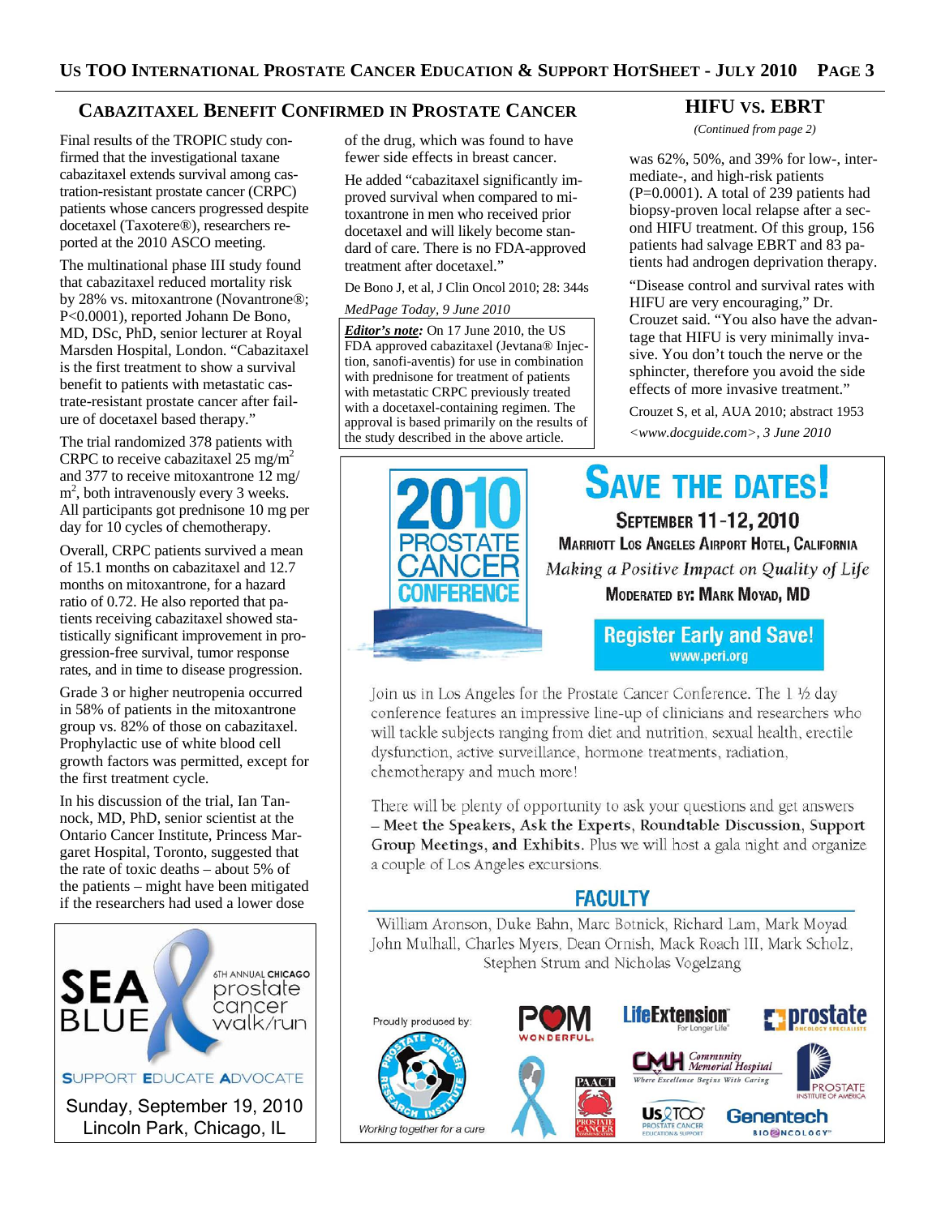## Cabazitaxel Benefit Confirmed in Prostate Cancer

Final results of the TROPIC study confirmed that the investigational taxane cabazitaxel extends survival among castration-resistant prostate cancer (CRPC) patients whose cancers progressed despite docetaxel (Taxotere®), researchers reported at the 2010 ASCO meeting.

The multinational phase III study found that cabazitaxel reduced mortality risk by 28% vs. mitoxantrone (Novantrone®; P<0.0001), reported Johann De Bono, MD, DSc, PhD, senior lecturer at Royal Marsden Hospital, London. "Cabazitaxel is the first treatment to show a survival benefit to patients with metastatic castrate-resistant prostate cancer after failure of docetaxel based therapy."

The trial randomized 378 patients with CRPC to receive cabazitaxel 25 mg/$m^2$ and 377 to receive mitoxantrone 12 mg/$m^2$, both intravenously every 3 weeks. All participants got prednisone 10 mg per day for 10 cycles of chemotherapy.

Overall, CRPC patients survived a mean of 15.1 months on cabazitaxel and 12.7 months on mitoxantrone, for a hazard ratio of 0.72. He also reported that patients receiving cabazitaxel showed statistically significant improvement in progression-free survival, tumor response rates, and in time to disease progression.

Grade 3 or higher neutropenia occurred in 58% of patients in the mitoxantrone group vs. 82% of those on cabazitaxel. Prophylactic use of white blood cell growth factors was permitted, except for the first treatment cycle.

In his discussion of the trial, Ian Tannock, MD, PhD, senior scientist at the Ontario Cancer Institute, Princess Margaret Hospital, Toronto, suggested that the rate of toxic deaths – about 5% of the patients – might have been mitigated if the researchers had used a lower dose of the drug, which was found to have fewer side effects in breast cancer.

He added "cabazitaxel significantly improved survival when compared to mitoxantrone in men who received prior docetaxel and will likely become standard of care. There is no FDA-approved treatment after docetaxel."

De Bono J, et al, J Clin Oncol 2010; 28: 344s

*MedPage Today, 9 June 2010*

***Editor's note:*** On 17 June 2010, the US FDA approved cabazitaxel (Jevtana® Injection, sanofi-aventis) for use in combination with prednisone for treatment of patients with metastatic CRPC previously treated with a docetaxel-containing regimen. The approval is based primarily on the results of the study described in the above article.

## HIFU vs. EBRT

*(Continued from page 2)*

was 62%, 50%, and 39% for low-, intermediate-, and high-risk patients (P=0.0001). A total of 239 patients had biopsy-proven local relapse after a second HIFU treatment. Of this group, 156 patients had salvage EBRT and 83 patients had androgen deprivation therapy.

"Disease control and survival rates with HIFU are very encouraging," Dr. Crouzet said. "You also have the advantage that HIFU is very minimally invasive. You don't touch the nerve or the sphincter, therefore you avoid the side effects of more invasive treatment."

Crouzet S, et al, AUA 2010; abstract 1953

*<www.docguide.com>, 3 June 2010*

---

SEA BLUE — 6th Annual Chicago prostate cancer walk/run

SUPPORT EDUCATE ADVOCATE

Sunday, September 19, 2010
Lincoln Park, Chicago, IL

---

## Save the Dates!

**2010 Prostate Cancer Conference**

**September 11-12, 2010**

**Marriott Los Angeles Airport Hotel, California**

*Making a Positive Impact on Quality of Life*

**Moderated by: Mark Moyad, MD**

**Register Early and Save!**
www.pcri.org

Join us in Los Angeles for the Prostate Cancer Conference. The 1 ½ day conference features an impressive line-up of clinicians and researchers who will tackle subjects ranging from diet and nutrition, sexual health, erectile dysfunction, active surveillance, hormone treatments, radiation, chemotherapy and much more!

There will be plenty of opportunity to ask your questions and get answers – **Meet the Speakers, Ask the Experts, Roundtable Discussion, Support Group Meetings, and Exhibits.** Plus we will host a gala night and organize a couple of Los Angeles excursions.

### Faculty

William Aronson, Duke Bahn, Marc Botnick, Richard Lam, Mark Moyad John Mulhall, Charles Myers, Dean Ornish, Mack Roach III, Mark Scholz, Stephen Strum and Nicholas Vogelzang

Proudly produced by: Prostate Cancer Research Institute — *Working together for a cure*

POM Wonderful · LifeExtension · Prostate Oncology Specialists · Community Memorial Hospital · PAACT · Prostate Cancer Institute of America · Us TOO Prostate Cancer Education & Support · Genentech BioOncology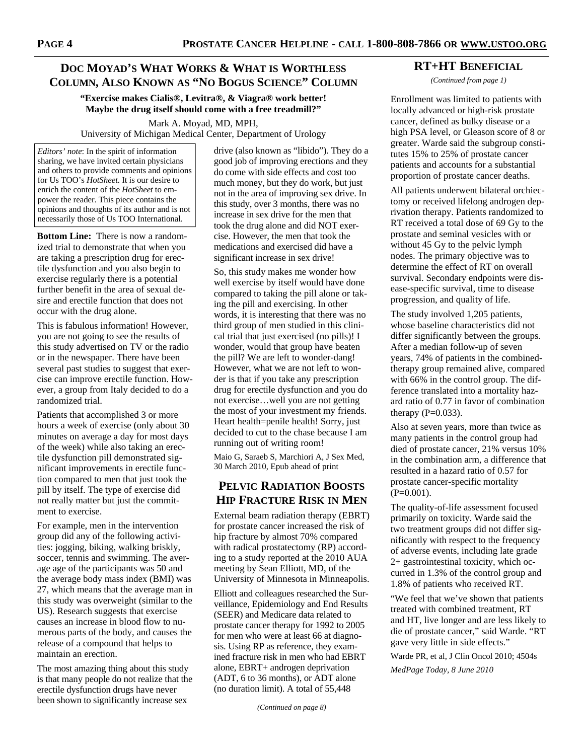## Doc Moyad's What Works & What is Worthless Column, Also Known as "No Bogus Science" Column

**"Exercise makes Cialis®, Levitra®, & Viagra® work better! Maybe the drug itself should come with a free treadmill?"**

Mark A. Moyad, MD, MPH,
University of Michigan Medical Center, Department of Urology

*Editors' note*: In the spirit of information sharing, we have invited certain physicians and others to provide comments and opinions for Us TOO's *HotSheet*. It is our desire to enrich the content of the *HotSheet* to empower the reader. This piece contains the opinions and thoughts of its author and is not necessarily those of Us TOO International.

**Bottom Line:** There is now a randomized trial to demonstrate that when you are taking a prescription drug for erectile dysfunction and you also begin to exercise regularly there is a potential further benefit in the area of sexual desire and erectile function that does not occur with the drug alone.

This is fabulous information! However, you are not going to see the results of this study advertised on TV or the radio or in the newspaper. There have been several past studies to suggest that exercise can improve erectile function. However, a group from Italy decided to do a randomized trial.

Patients that accomplished 3 or more hours a week of exercise (only about 30 minutes on average a day for most days of the week) while also taking an erectile dysfunction pill demonstrated significant improvements in erectile function compared to men that just took the pill by itself. The type of exercise did not really matter but just the commitment to exercise.

For example, men in the intervention group did any of the following activities: jogging, biking, walking briskly, soccer, tennis and swimming. The average age of the participants was 50 and the average body mass index (BMI) was 27, which means that the average man in this study was overweight (similar to the US). Research suggests that exercise causes an increase in blood flow to numerous parts of the body, and causes the release of a compound that helps to maintain an erection.

The most amazing thing about this study is that many people do not realize that the erectile dysfunction drugs have never been shown to significantly increase sex drive (also known as "libido"). They do a good job of improving erections and they do come with side effects and cost too much money, but they do work, but just not in the area of improving sex drive. In this study, over 3 months, there was no increase in sex drive for the men that took the drug alone and did NOT exercise. However, the men that took the medications and exercised did have a significant increase in sex drive!

So, this study makes me wonder how well exercise by itself would have done compared to taking the pill alone or taking the pill and exercising. In other words, it is interesting that there was no third group of men studied in this clinical trial that just exercised (no pills)! I wonder, would that group have beaten the pill? We are left to wonder-dang! However, what we are not left to wonder is that if you take any prescription drug for erectile dysfunction and you do not exercise…well you are not getting the most of your investment my friends. Heart health=penile health! Sorry, just decided to cut to the chase because I am running out of writing room!

Maio G, Saraeb S, Marchiori A, J Sex Med, 30 March 2010, Epub ahead of print

## Pelvic Radiation Boosts Hip Fracture Risk in Men

External beam radiation therapy (EBRT) for prostate cancer increased the risk of hip fracture by almost 70% compared with radical prostatectomy (RP) according to a study reported at the 2010 AUA meeting by Sean Elliott, MD, of the University of Minnesota in Minneapolis.

Elliott and colleagues researched the Surveillance, Epidemiology and End Results (SEER) and Medicare data related to prostate cancer therapy for 1992 to 2005 for men who were at least 66 at diagnosis. Using RP as reference, they examined fracture risk in men who had EBRT alone, EBRT+ androgen deprivation (ADT, 6 to 36 months), or ADT alone (no duration limit). A total of 55,448

*(Continued on page 8)*

## RT+HT Beneficial

*(Continued from page 1)*

Enrollment was limited to patients with locally advanced or high-risk prostate cancer, defined as bulky disease or a high PSA level, or Gleason score of 8 or greater. Warde said the subgroup constitutes 15% to 25% of prostate cancer patients and accounts for a substantial proportion of prostate cancer deaths.

All patients underwent bilateral orchiectomy or received lifelong androgen deprivation therapy. Patients randomized to RT received a total dose of 69 Gy to the prostate and seminal vesicles with or without 45 Gy to the pelvic lymph nodes. The primary objective was to determine the effect of RT on overall survival. Secondary endpoints were disease-specific survival, time to disease progression, and quality of life.

The study involved 1,205 patients, whose baseline characteristics did not differ significantly between the groups. After a median follow-up of seven years, 74% of patients in the combined-therapy group remained alive, compared with 66% in the control group. The difference translated into a mortality hazard ratio of 0.77 in favor of combination therapy (P=0.033).

Also at seven years, more than twice as many patients in the control group had died of prostate cancer, 21% versus 10% in the combination arm, a difference that resulted in a hazard ratio of 0.57 for prostate cancer-specific mortality (P=0.001).

The quality-of-life assessment focused primarily on toxicity. Warde said the two treatment groups did not differ significantly with respect to the frequency of adverse events, including late grade 2+ gastrointestinal toxicity, which occurred in 1.3% of the control group and 1.8% of patients who received RT.

"We feel that we've shown that patients treated with combined treatment, RT and HT, live longer and are less likely to die of prostate cancer," said Warde. "RT gave very little in side effects."

Warde PR, et al, J Clin Oncol 2010; 4504s

*MedPage Today, 8 June 2010*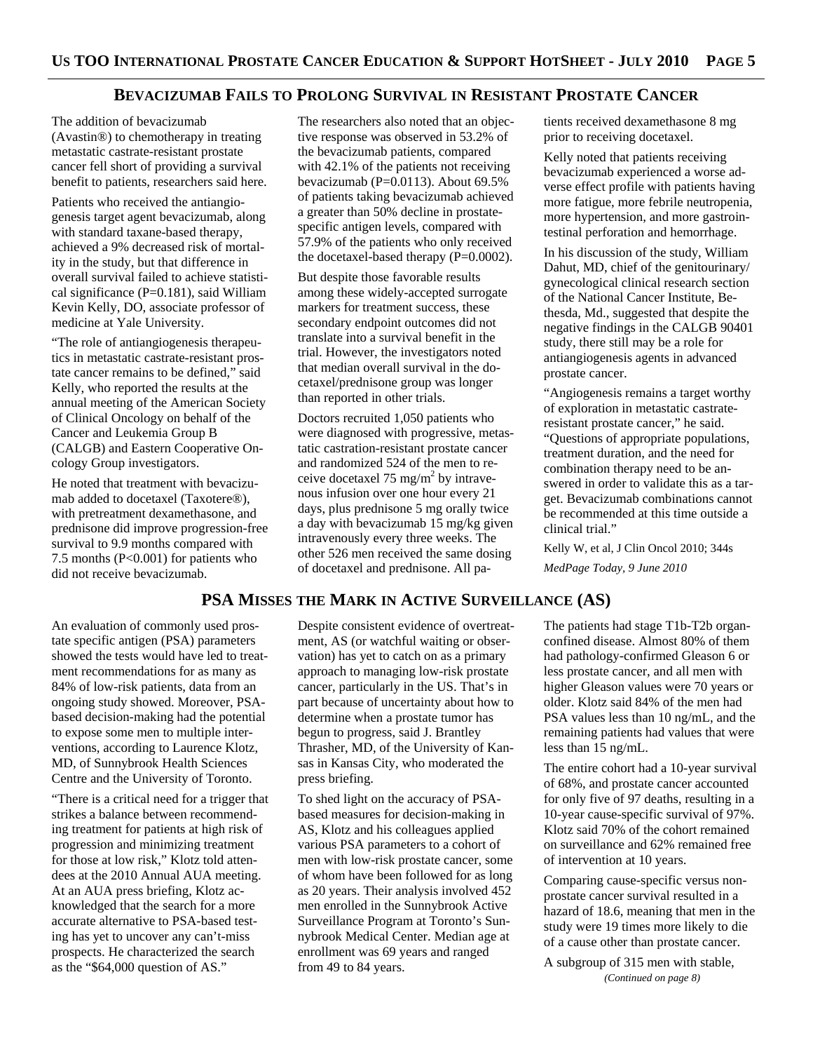## Bevacizumab Fails to Prolong Survival in Resistant Prostate Cancer

The addition of bevacizumab (Avastin®) to chemotherapy in treating metastatic castrate-resistant prostate cancer fell short of providing a survival benefit to patients, researchers said here.

Patients who received the antiangiogenesis target agent bevacizumab, along with standard taxane-based therapy, achieved a 9% decreased risk of mortality in the study, but that difference in overall survival failed to achieve statistical significance (P=0.181), said William Kevin Kelly, DO, associate professor of medicine at Yale University.

"The role of antiangiogenesis therapeutics in metastatic castrate-resistant prostate cancer remains to be defined," said Kelly, who reported the results at the annual meeting of the American Society of Clinical Oncology on behalf of the Cancer and Leukemia Group B (CALGB) and Eastern Cooperative Oncology Group investigators.

He noted that treatment with bevacizumab added to docetaxel (Taxotere®), with pretreatment dexamethasone, and prednisone did improve progression-free survival to 9.9 months compared with 7.5 months (P<0.001) for patients who did not receive bevacizumab.

The researchers also noted that an objective response was observed in 53.2% of the bevacizumab patients, compared with 42.1% of the patients not receiving bevacizumab (P=0.0113). About 69.5% of patients taking bevacizumab achieved a greater than 50% decline in prostate-specific antigen levels, compared with 57.9% of the patients who only received the docetaxel-based therapy (P=0.0002).

But despite those favorable results among these widely-accepted surrogate markers for treatment success, these secondary endpoint outcomes did not translate into a survival benefit in the trial. However, the investigators noted that median overall survival in the docetaxel/prednisone group was longer than reported in other trials.

Doctors recruited 1,050 patients who were diagnosed with progressive, metastatic castration-resistant prostate cancer and randomized 524 of the men to receive docetaxel 75 $mg/m^2$ by intravenous infusion over one hour every 21 days, plus prednisone 5 mg orally twice a day with bevacizumab 15 mg/kg given intravenously every three weeks. The other 526 men received the same dosing of docetaxel and prednisone. All patients received dexamethasone 8 mg prior to receiving docetaxel.

Kelly noted that patients receiving bevacizumab experienced a worse adverse effect profile with patients having more fatigue, more febrile neutropenia, more hypertension, and more gastrointestinal perforation and hemorrhage.

In his discussion of the study, William Dahut, MD, chief of the genitourinary/gynecological clinical research section of the National Cancer Institute, Bethesda, Md., suggested that despite the negative findings in the CALGB 90401 study, there still may be a role for antiangiogenesis agents in advanced prostate cancer.

"Angiogenesis remains a target worthy of exploration in metastatic castrate-resistant prostate cancer," he said. "Questions of appropriate populations, treatment duration, and the need for combination therapy need to be answered in order to validate this as a target. Bevacizumab combinations cannot be recommended at this time outside a clinical trial."

Kelly W, et al, J Clin Oncol 2010; 344s

*MedPage Today, 9 June 2010*

## PSA Misses the Mark in Active Surveillance (AS)

An evaluation of commonly used prostate specific antigen (PSA) parameters showed the tests would have led to treatment recommendations for as many as 84% of low-risk patients, data from an ongoing study showed. Moreover, PSA-based decision-making had the potential to expose some men to multiple interventions, according to Laurence Klotz, MD, of Sunnybrook Health Sciences Centre and the University of Toronto.

"There is a critical need for a trigger that strikes a balance between recommending treatment for patients at high risk of progression and minimizing treatment for those at low risk," Klotz told attendees at the 2010 Annual AUA meeting. At an AUA press briefing, Klotz acknowledged that the search for a more accurate alternative to PSA-based testing has yet to uncover any can't-miss prospects. He characterized the search as the "$64,000 question of AS."

Despite consistent evidence of overtreatment, AS (or watchful waiting or observation) has yet to catch on as a primary approach to managing low-risk prostate cancer, particularly in the US. That's in part because of uncertainty about how to determine when a prostate tumor has begun to progress, said J. Brantley Thrasher, MD, of the University of Kansas in Kansas City, who moderated the press briefing.

To shed light on the accuracy of PSA-based measures for decision-making in AS, Klotz and his colleagues applied various PSA parameters to a cohort of men with low-risk prostate cancer, some of whom have been followed for as long as 20 years. Their analysis involved 452 men enrolled in the Sunnybrook Active Surveillance Program at Toronto's Sunnybrook Medical Center. Median age at enrollment was 69 years and ranged from 49 to 84 years.

The patients had stage T1b-T2b organ-confined disease. Almost 80% of them had pathology-confirmed Gleason 6 or less prostate cancer, and all men with higher Gleason values were 70 years or older. Klotz said 84% of the men had PSA values less than 10 ng/mL, and the remaining patients had values that were less than 15 ng/mL.

The entire cohort had a 10-year survival of 68%, and prostate cancer accounted for only five of 97 deaths, resulting in a 10-year cause-specific survival of 97%. Klotz said 70% of the cohort remained on surveillance and 62% remained free of intervention at 10 years.

Comparing cause-specific versus non-prostate cancer survival resulted in a hazard of 18.6, meaning that men in the study were 19 times more likely to die of a cause other than prostate cancer.

A subgroup of 315 men with stable,

*(Continued on page 8)*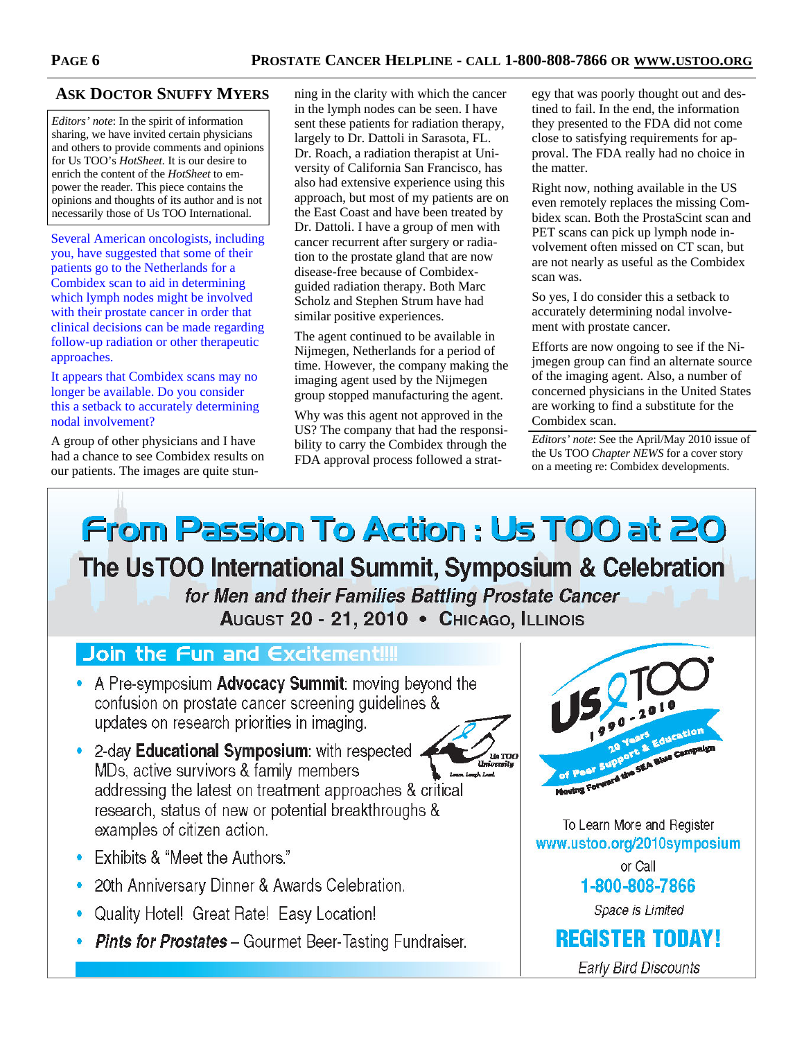## Ask Doctor Snuffy Myers

*Editors' note*: In the spirit of information sharing, we have invited certain physicians and others to provide comments and opinions for Us TOO's *HotSheet*. It is our desire to enrich the content of the *HotSheet* to empower the reader. This piece contains the opinions and thoughts of its author and is not necessarily those of Us TOO International.

Several American oncologists, including you, have suggested that some of their patients go to the Netherlands for a Combidex scan to aid in determining which lymph nodes might be involved with their prostate cancer in order that clinical decisions can be made regarding follow-up radiation or other therapeutic approaches.

It appears that Combidex scans may no longer be available. Do you consider this a setback to accurately determining nodal involvement?

A group of other physicians and I have had a chance to see Combidex results on our patients. The images are quite stunning in the clarity with which the cancer in the lymph nodes can be seen. I have sent these patients for radiation therapy, largely to Dr. Dattoli in Sarasota, FL. Dr. Roach, a radiation therapist at University of California San Francisco, has also had extensive experience using this approach, but most of my patients are on the East Coast and have been treated by Dr. Dattoli. I have a group of men with cancer recurrent after surgery or radiation to the prostate gland that are now disease-free because of Combidex-guided radiation therapy. Both Marc Scholz and Stephen Strum have had similar positive experiences.

The agent continued to be available in Nijmegen, Netherlands for a period of time. However, the company making the imaging agent used by the Nijmegen group stopped manufacturing the agent.

Why was this agent not approved in the US? The company that had the responsibility to carry the Combidex through the FDA approval process followed a strategy that was poorly thought out and destined to fail. In the end, the information they presented to the FDA did not come close to satisfying requirements for approval. The FDA really had no choice in the matter.

Right now, nothing available in the US even remotely replaces the missing Combidex scan. Both the ProstaScint scan and PET scans can pick up lymph node involvement often missed on CT scan, but are not nearly as useful as the Combidex scan was.

So yes, I do consider this a setback to accurately determining nodal involvement with prostate cancer.

Efforts are now ongoing to see if the Nijmegen group can find an alternate source of the imaging agent. Also, a number of concerned physicians in the United States are working to find a substitute for the Combidex scan.

*Editors' note*: See the April/May 2010 issue of the Us TOO *Chapter NEWS* for a cover story on a meeting re: Combidex developments.

---

# From Passion To Action : Us TOO at 20

## The UsTOO International Summit, Symposium & Celebration

*for Men and their Families Battling Prostate Cancer*

August 20 - 21, 2010 • Chicago, Illinois

### Join the Fun and Excitement!!!

- A Pre-symposium **Advocacy Summit**: moving beyond the confusion on prostate cancer screening guidelines & updates on research priorities in imaging.
- 2-day **Educational Symposium**: with respected MDs, active survivors & family members addressing the latest on treatment approaches & critical research, status of new or potential breakthroughs & examples of citizen action.
- Exhibits & "Meet the Authors."
- 20th Anniversary Dinner & Awards Celebration.
- Quality Hotel! Great Rate! Easy Location!
- ***Pints for Prostates*** – Gourmet Beer-Tasting Fundraiser.

Us TOO University – Learn. Laugh. Lead.

Us TOO 1990 - 2010 – 20 Years of Peer Support & Education – Moving Forward the SEA Blue Campaign

To Learn More and Register
www.ustoo.org/2010symposium
or Call
1-800-808-7866

*Space is Limited*

**REGISTER TODAY!**

*Early Bird Discounts*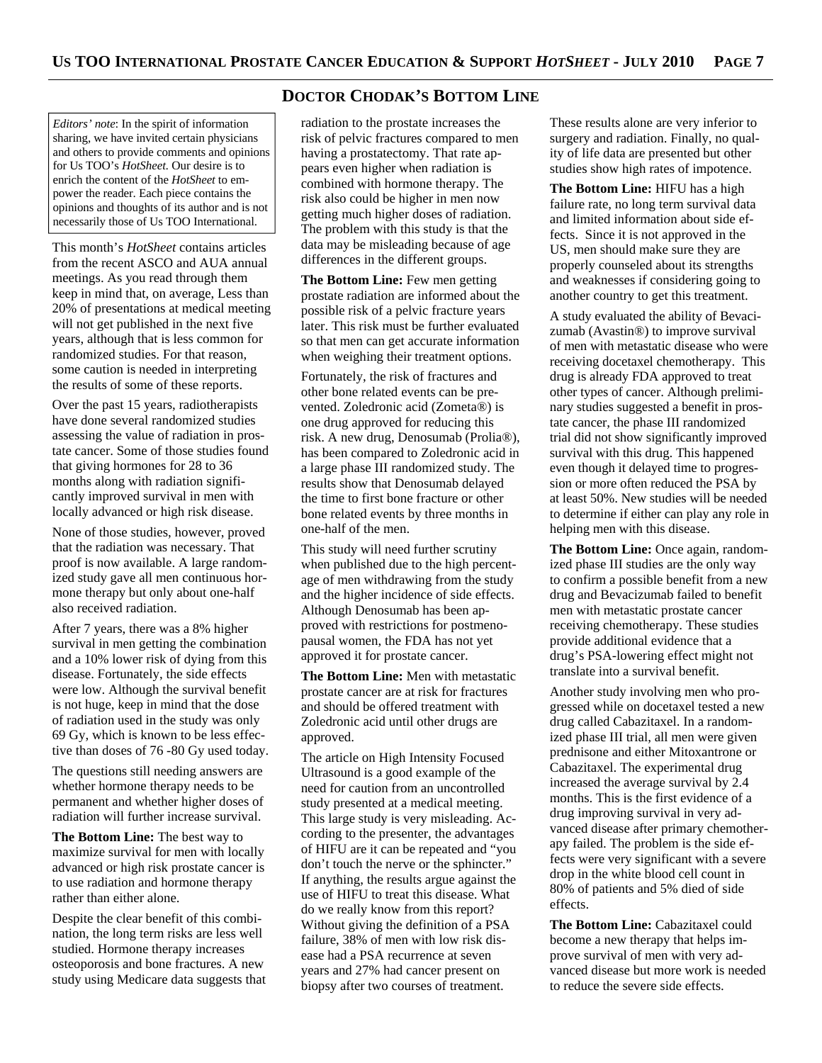## Doctor Chodak's Bottom Line

*Editors' note*: In the spirit of information sharing, we have invited certain physicians and others to provide comments and opinions for Us TOO's *HotSheet*. Our desire is to enrich the content of the *HotSheet* to empower the reader. Each piece contains the opinions and thoughts of its author and is not necessarily those of Us TOO International.

This month's *HotSheet* contains articles from the recent ASCO and AUA annual meetings. As you read through them keep in mind that, on average, Less than 20% of presentations at medical meeting will not get published in the next five years, although that is less common for randomized studies. For that reason, some caution is needed in interpreting the results of some of these reports.

Over the past 15 years, radiotherapists have done several randomized studies assessing the value of radiation in prostate cancer. Some of those studies found that giving hormones for 28 to 36 months along with radiation significantly improved survival in men with locally advanced or high risk disease.

None of those studies, however, proved that the radiation was necessary. That proof is now available. A large randomized study gave all men continuous hormone therapy but only about one-half also received radiation.

After 7 years, there was a 8% higher survival in men getting the combination and a 10% lower risk of dying from this disease. Fortunately, the side effects were low. Although the survival benefit is not huge, keep in mind that the dose of radiation used in the study was only 69 Gy, which is known to be less effective than doses of 76 -80 Gy used today.

The questions still needing answers are whether hormone therapy needs to be permanent and whether higher doses of radiation will further increase survival.

**The Bottom Line:** The best way to maximize survival for men with locally advanced or high risk prostate cancer is to use radiation and hormone therapy rather than either alone.

Despite the clear benefit of this combination, the long term risks are less well studied. Hormone therapy increases osteoporosis and bone fractures. A new study using Medicare data suggests that radiation to the prostate increases the risk of pelvic fractures compared to men having a prostatectomy. That rate appears even higher when radiation is combined with hormone therapy. The risk also could be higher in men now getting much higher doses of radiation. The problem with this study is that the data may be misleading because of age differences in the different groups.

**The Bottom Line:** Few men getting prostate radiation are informed about the possible risk of a pelvic fracture years later. This risk must be further evaluated so that men can get accurate information when weighing their treatment options.

Fortunately, the risk of fractures and other bone related events can be prevented. Zoledronic acid (Zometa®) is one drug approved for reducing this risk. A new drug, Denosumab (Prolia®), has been compared to Zoledronic acid in a large phase III randomized study. The results show that Denosumab delayed the time to first bone fracture or other bone related events by three months in one-half of the men.

This study will need further scrutiny when published due to the high percentage of men withdrawing from the study and the higher incidence of side effects. Although Denosumab has been approved with restrictions for postmenopausal women, the FDA has not yet approved it for prostate cancer.

**The Bottom Line:** Men with metastatic prostate cancer are at risk for fractures and should be offered treatment with Zoledronic acid until other drugs are approved.

The article on High Intensity Focused Ultrasound is a good example of the need for caution from an uncontrolled study presented at a medical meeting. This large study is very misleading. According to the presenter, the advantages of HIFU are it can be repeated and "you don't touch the nerve or the sphincter." If anything, the results argue against the use of HIFU to treat this disease. What do we really know from this report? Without giving the definition of a PSA failure, 38% of men with low risk disease had a PSA recurrence at seven years and 27% had cancer present on biopsy after two courses of treatment. These results alone are very inferior to surgery and radiation. Finally, no quality of life data are presented but other studies show high rates of impotence.

**The Bottom Line:** HIFU has a high failure rate, no long term survival data and limited information about side effects. Since it is not approved in the US, men should make sure they are properly counseled about its strengths and weaknesses if considering going to another country to get this treatment.

A study evaluated the ability of Bevacizumab (Avastin®) to improve survival of men with metastatic disease who were receiving docetaxel chemotherapy. This drug is already FDA approved to treat other types of cancer. Although preliminary studies suggested a benefit in prostate cancer, the phase III randomized trial did not show significantly improved survival with this drug. This happened even though it delayed time to progression or more often reduced the PSA by at least 50%. New studies will be needed to determine if either can play any role in helping men with this disease.

**The Bottom Line:** Once again, randomized phase III studies are the only way to confirm a possible benefit from a new drug and Bevacizumab failed to benefit men with metastatic prostate cancer receiving chemotherapy. These studies provide additional evidence that a drug's PSA-lowering effect might not translate into a survival benefit.

Another study involving men who progressed while on docetaxel tested a new drug called Cabazitaxel. In a randomized phase III trial, all men were given prednisone and either Mitoxantrone or Cabazitaxel. The experimental drug increased the average survival by 2.4 months. This is the first evidence of a drug improving survival in very advanced disease after primary chemotherapy failed. The problem is the side effects were very significant with a severe drop in the white blood cell count in 80% of patients and 5% died of side effects.

**The Bottom Line:** Cabazitaxel could become a new therapy that helps improve survival of men with very advanced disease but more work is needed to reduce the severe side effects.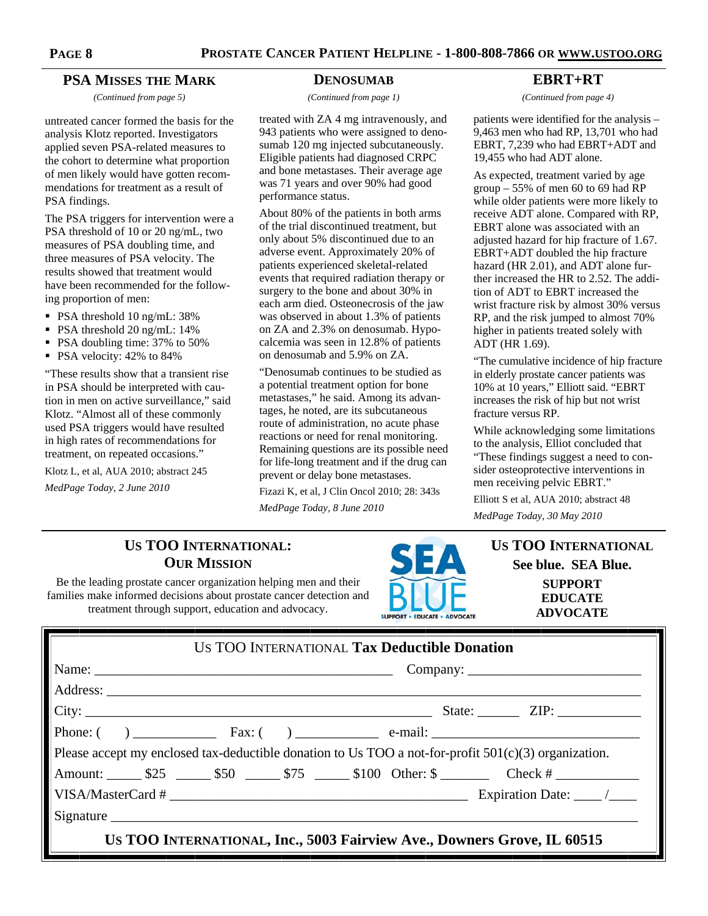## PSA Misses the Mark

*(Continued from page 5)*

untreated cancer formed the basis for the analysis Klotz reported. Investigators applied seven PSA-related measures to the cohort to determine what proportion of men likely would have gotten recommendations for treatment as a result of PSA findings.

The PSA triggers for intervention were a PSA threshold of 10 or 20 ng/mL, two measures of PSA doubling time, and three measures of PSA velocity. The results showed that treatment would have been recommended for the following proportion of men:

- PSA threshold 10 ng/mL: 38%
- PSA threshold 20 ng/mL: 14%
- PSA doubling time: 37% to 50%
- PSA velocity: 42% to 84%

"These results show that a transient rise in PSA should be interpreted with caution in men on active surveillance," said Klotz. "Almost all of these commonly used PSA triggers would have resulted in high rates of recommendations for treatment, on repeated occasions."

Klotz L, et al, AUA 2010; abstract 245

*MedPage Today, 2 June 2010*

## Denosumab

*(Continued from page 1)*

treated with ZA 4 mg intravenously, and 943 patients who were assigned to denosumab 120 mg injected subcutaneously. Eligible patients had diagnosed CRPC and bone metastases. Their average age was 71 years and over 90% had good performance status.

About 80% of the patients in both arms of the trial discontinued treatment, but only about 5% discontinued due to an adverse event. Approximately 20% of patients experienced skeletal-related events that required radiation therapy or surgery to the bone and about 30% in each arm died. Osteonecrosis of the jaw was observed in about 1.3% of patients on ZA and 2.3% on denosumab. Hypocalcemia was seen in 12.8% of patients on denosumab and 5.9% on ZA.

"Denosumab continues to be studied as a potential treatment option for bone metastases," he said. Among its advantages, he noted, are its subcutaneous route of administration, no acute phase reactions or need for renal monitoring. Remaining questions are its possible need for life-long treatment and if the drug can prevent or delay bone metastases.

Fizazi K, et al, J Clin Oncol 2010; 28: 343s

*MedPage Today, 8 June 2010*

## EBRT+RT

*(Continued from page 4)*

patients were identified for the analysis – 9,463 men who had RP, 13,701 who had EBRT, 7,239 who had EBRT+ADT and 19,455 who had ADT alone.

As expected, treatment varied by age group – 55% of men 60 to 69 had RP while older patients were more likely to receive ADT alone. Compared with RP, EBRT alone was associated with an adjusted hazard for hip fracture of 1.67. EBRT+ADT doubled the hip fracture hazard (HR 2.01), and ADT alone further increased the HR to 2.52. The addition of ADT to EBRT increased the wrist fracture risk by almost 30% versus RP, and the risk jumped to almost 70% higher in patients treated solely with ADT (HR 1.69).

"The cumulative incidence of hip fracture in elderly prostate cancer patients was 10% at 10 years," Elliott said. "EBRT increases the risk of hip but not wrist fracture versus RP.

While acknowledging some limitations to the analysis, Elliot concluded that "These findings suggest a need to consider osteoprotective interventions in men receiving pelvic EBRT."

Elliott S et al, AUA 2010; abstract 48

*MedPage Today, 30 May 2010*

---

## Us TOO International: Our Mission

Be the leading prostate cancer organization helping men and their families make informed decisions about prostate cancer detection and treatment through support, education and advocacy.

SEA BLUE
SUPPORT • EDUCATE • ADVOCATE

**Us TOO International**
**See blue. SEA Blue.**
**SUPPORT**
**EDUCATE**
**ADVOCATE**

---

### Us TOO International Tax Deductible Donation

Name: ______________________ Company: ______________________

Address: ______________________________________________

City: ______________________ State: ______ ZIP: ____________

Phone: ( ) ____________ Fax: ( ) ____________ e-mail: ______________________

Please accept my enclosed tax-deductible donation to Us TOO a not-for-profit 501(c)(3) organization.

Amount: _____ $25 _____ $50 _____ $75 _____ $100 Other: $ _______ Check # ____________

VISA/MasterCard # ______________________________ Expiration Date: ____ /____

Signature ______________________________________________

**Us TOO International, Inc., 5003 Fairview Ave., Downers Grove, IL 60515**